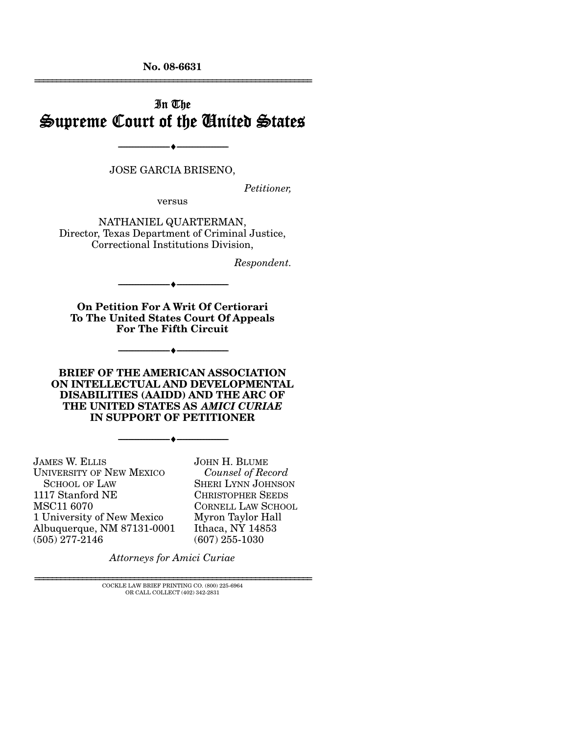No. 08-6631

# In The Supreme Court of the United States

JOSE GARCIA BRISENO,

*Petitioner,*

versus

NATHANIEL QUARTERMAN,
Director, Texas Department of Criminal Justice,
Correctional Institutions Division,

*Respondent.*

**On Petition For A Writ Of Certiorari To The United States Court Of Appeals For The Fifth Circuit**

**BRIEF OF THE AMERICAN ASSOCIATION ON INTELLECTUAL AND DEVELOPMENTAL DISABILITIES (AAIDD) AND THE ARC OF THE UNITED STATES AS *AMICI CURIAE* IN SUPPORT OF PETITIONER**

JAMES W. ELLIS
UNIVERSITY OF NEW MEXICO SCHOOL OF LAW
1117 Stanford NE
MSC11 6070
1 University of New Mexico
Albuquerque, NM 87131-0001
(505) 277-2146

JOHN H. BLUME
*Counsel of Record*
SHERI LYNN JOHNSON
CHRISTOPHER SEEDS
CORNELL LAW SCHOOL
Myron Taylor Hall
Ithaca, NY 14853
(607) 255-1030

*Attorneys for Amici Curiae*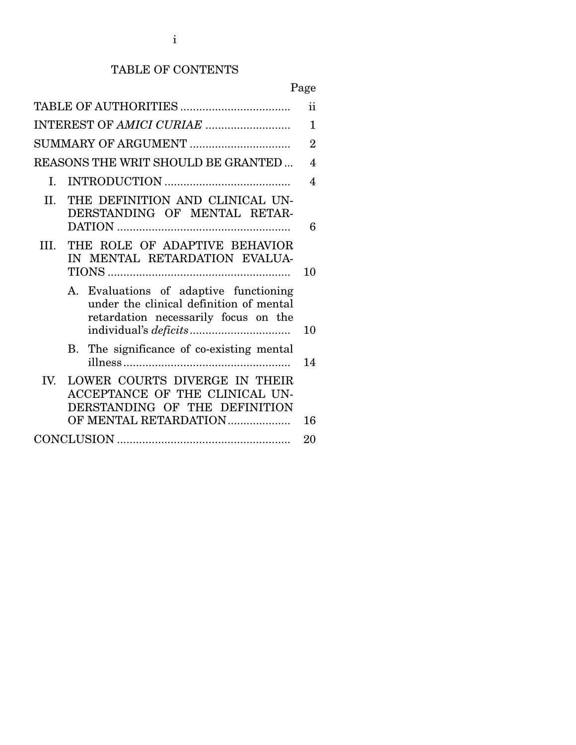# TABLE OF CONTENTS

| | Page |
|---|---|
| TABLE OF AUTHORITIES | ii |
| INTEREST OF *AMICI CURIAE* | 1 |
| SUMMARY OF ARGUMENT | 2 |
| REASONS THE WRIT SHOULD BE GRANTED | 4 |
| I. INTRODUCTION | 4 |
| II. THE DEFINITION AND CLINICAL UNDERSTANDING OF MENTAL RETARDATION | 6 |
| III. THE ROLE OF ADAPTIVE BEHAVIOR IN MENTAL RETARDATION EVALUATIONS | 10 |
| A. Evaluations of adaptive functioning under the clinical definition of mental retardation necessarily focus on the individual's *deficits* | 10 |
| B. The significance of co-existing mental illness | 14 |
| IV. LOWER COURTS DIVERGE IN THEIR ACCEPTANCE OF THE CLINICAL UNDERSTANDING OF THE DEFINITION OF MENTAL RETARDATION | 16 |
| CONCLUSION | 20 |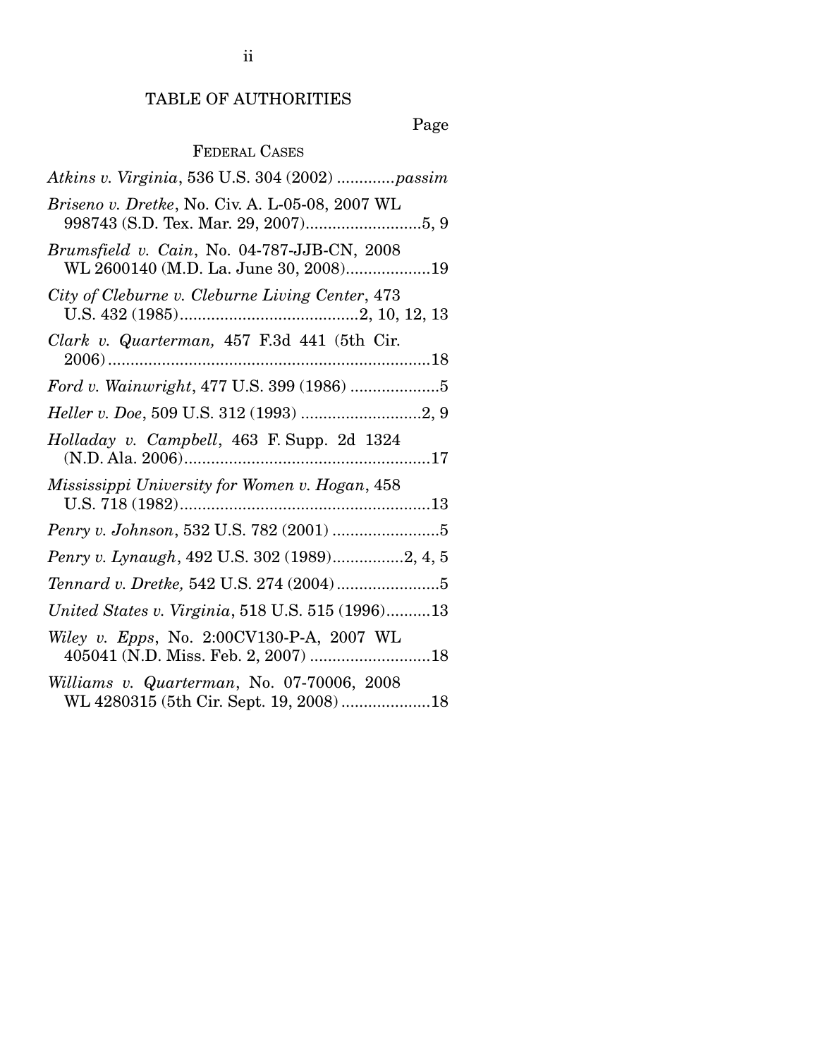# TABLE OF AUTHORITIES

Page

## FEDERAL CASES

*Atkins v. Virginia*, 536 U.S. 304 (2002) .............*passim*

*Briseno v. Dretke*, No. Civ. A. L-05-08, 2007 WL 998743 (S.D. Tex. Mar. 29, 2007)..........................5, 9

*Brumsfield v. Cain*, No. 04-787-JJB-CN, 2008 WL 2600140 (M.D. La. June 30, 2008)...................19

*City of Cleburne v. Cleburne Living Center*, 473 U.S. 432 (1985)........................................2, 10, 12, 13

*Clark v. Quarterman,* 457 F.3d 441 (5th Cir. 2006).........................................................................18

*Ford v. Wainwright*, 477 U.S. 399 (1986) ....................5

*Heller v. Doe*, 509 U.S. 312 (1993) ...........................2, 9

*Holladay v. Campbell*, 463 F. Supp. 2d 1324 (N.D. Ala. 2006).......................................................17

*Mississippi University for Women v. Hogan*, 458 U.S. 718 (1982)........................................................13

*Penry v. Johnson*, 532 U.S. 782 (2001) ........................5

*Penry v. Lynaugh*, 492 U.S. 302 (1989)................2, 4, 5

*Tennard v. Dretke,* 542 U.S. 274 (2004).......................5

*United States v. Virginia*, 518 U.S. 515 (1996)..........13

*Wiley v. Epps*, No. 2:00CV130-P-A, 2007 WL 405041 (N.D. Miss. Feb. 2, 2007) ...........................18

*Williams v. Quarterman*, No. 07-70006, 2008 WL 4280315 (5th Cir. Sept. 19, 2008) ....................18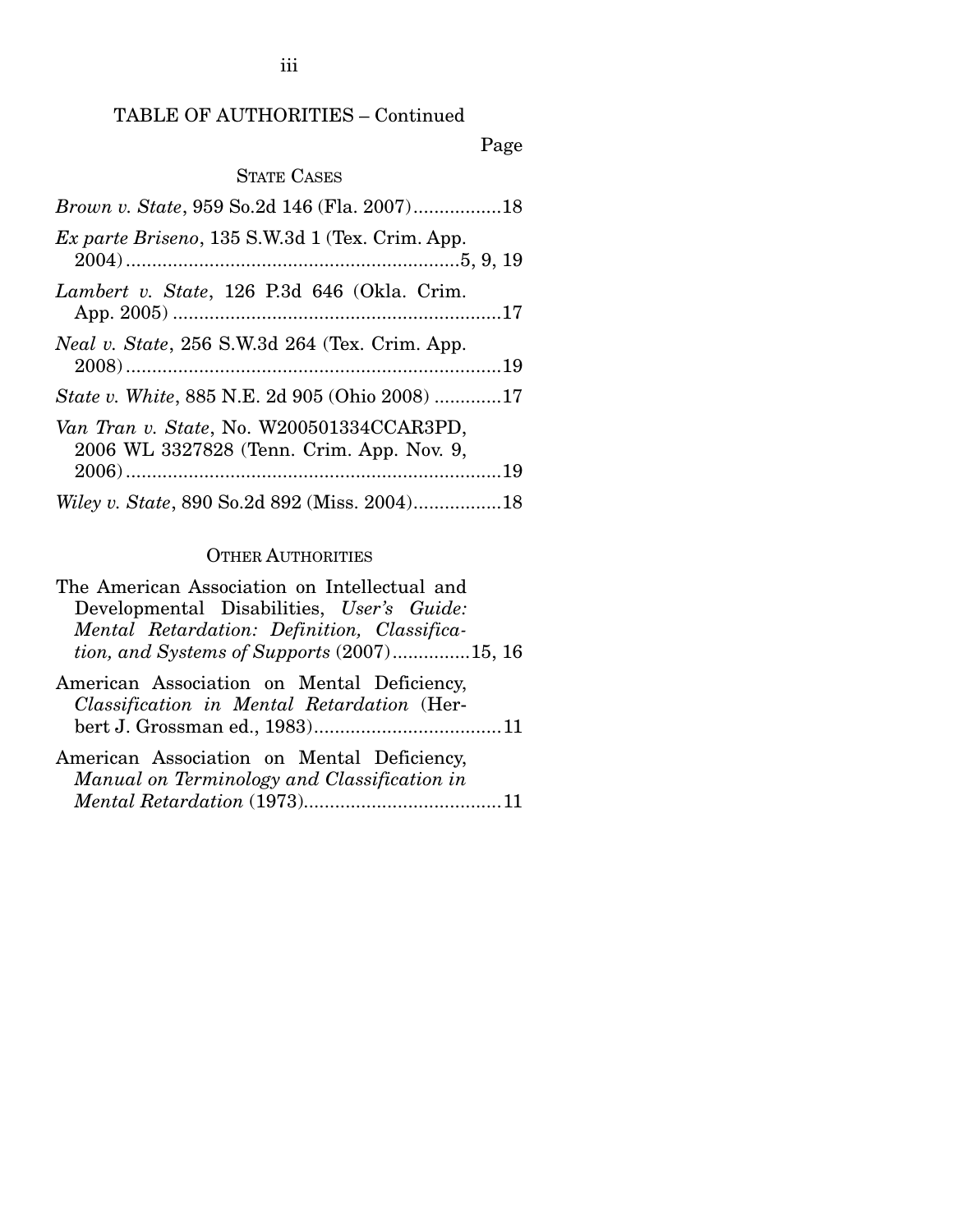TABLE OF AUTHORITIES – Continued

Page

STATE CASES

*Brown v. State*, 959 So.2d 146 (Fla. 2007)................18

*Ex parte Briseno*, 135 S.W.3d 1 (Tex. Crim. App. 2004)...............................................................5, 9, 19

*Lambert v. State*, 126 P.3d 646 (Okla. Crim. App. 2005) ..............................................................17

*Neal v. State*, 256 S.W.3d 264 (Tex. Crim. App. 2008).......................................................................19

*State v. White*, 885 N.E. 2d 905 (Ohio 2008) ............17

*Van Tran v. State*, No. W200501334CCAR3PD, 2006 WL 3327828 (Tenn. Crim. App. Nov. 9, 2006).......................................................................19

*Wiley v. State*, 890 So.2d 892 (Miss. 2004)................18

OTHER AUTHORITIES

The American Association on Intellectual and Developmental Disabilities, *User's Guide: Mental Retardation: Definition, Classification, and Systems of Supports* (2007)..............15, 16

American Association on Mental Deficiency, *Classification in Mental Retardation* (Herbert J. Grossman ed., 1983)...................................11

American Association on Mental Deficiency, *Manual on Terminology and Classification in Mental Retardation* (1973).....................................11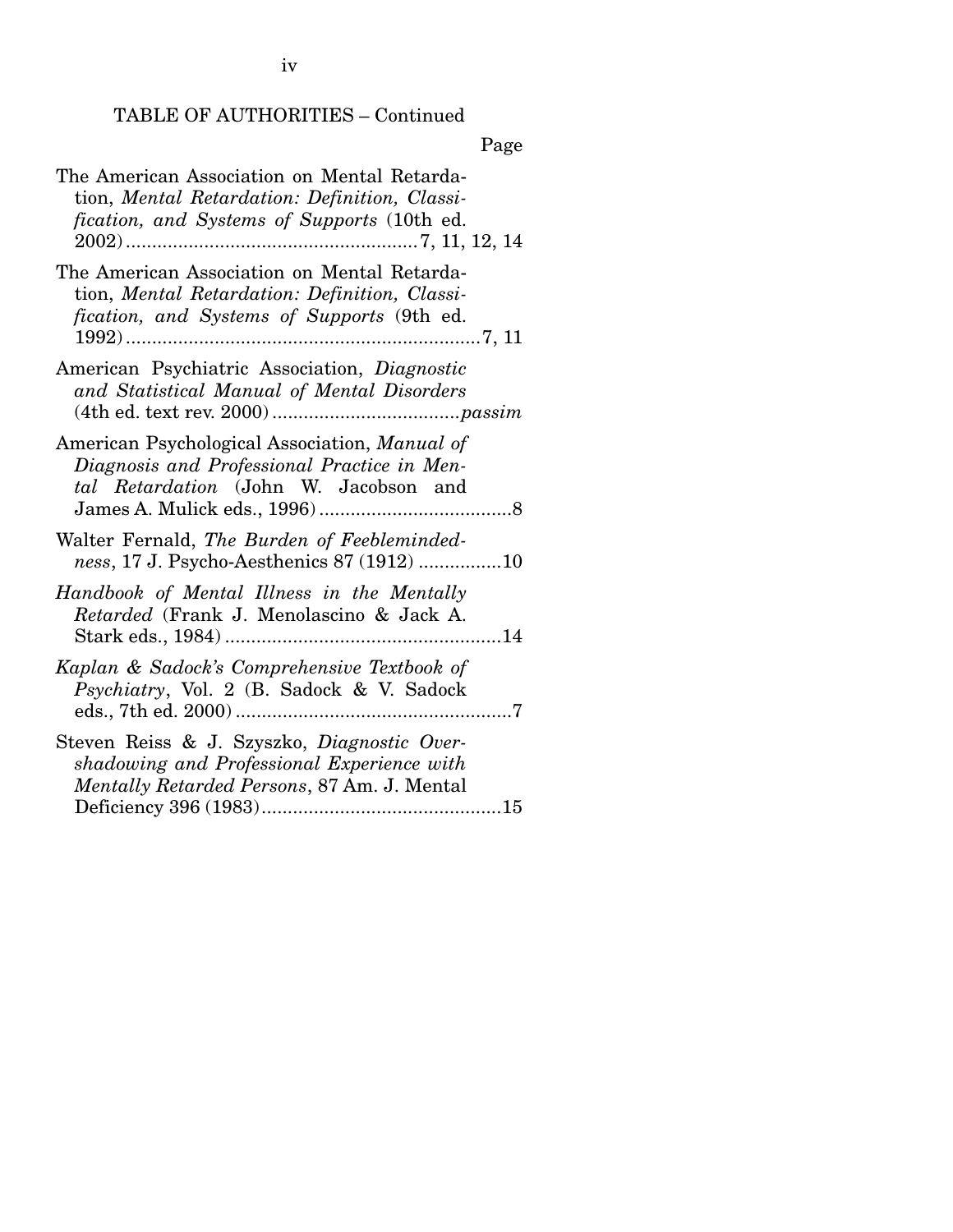TABLE OF AUTHORITIES – Continued

Page

The American Association on Mental Retardation, *Mental Retardation: Definition, Classification, and Systems of Supports* (10th ed. 2002) ........................................................ 7, 11, 12, 14

The American Association on Mental Retardation, *Mental Retardation: Definition, Classification, and Systems of Supports* (9th ed. 1992) ..................................................................... 7, 11

American Psychiatric Association, *Diagnostic and Statistical Manual of Mental Disorders* (4th ed. text rev. 2000) .................................... *passim*

American Psychological Association, *Manual of Diagnosis and Professional Practice in Mental Retardation* (John W. Jacobson and James A. Mulick eds., 1996) ..................................... 8

Walter Fernald, *The Burden of Feeblemindedness*, 17 J. Psycho-Aesthenics 87 (1912) ................ 10

*Handbook of Mental Illness in the Mentally Retarded* (Frank J. Menolascino & Jack A. Stark eds., 1984) ...................................................... 14

*Kaplan & Sadock's Comprehensive Textbook of Psychiatry*, Vol. 2 (B. Sadock & V. Sadock eds., 7th ed. 2000) ..................................................... 7

Steven Reiss & J. Szyszko, *Diagnostic Overshadowing and Professional Experience with Mentally Retarded Persons*, 87 Am. J. Mental Deficiency 396 (1983) .............................................. 15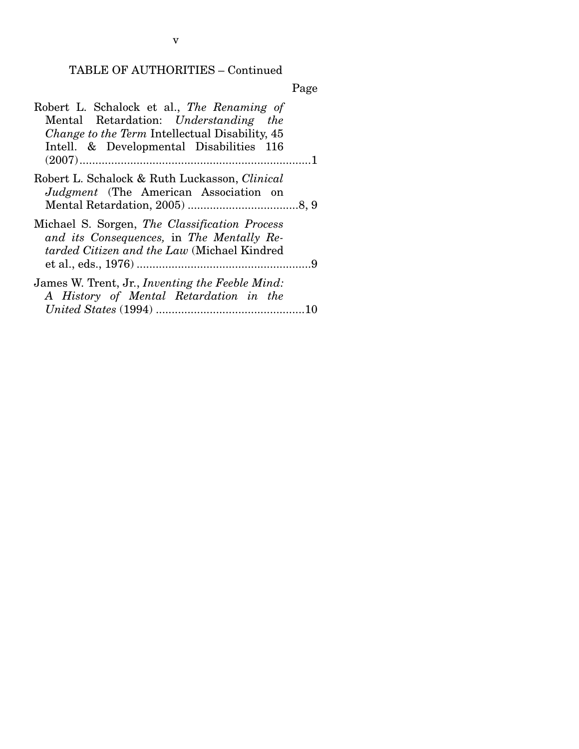TABLE OF AUTHORITIES – Continued

Page

Robert L. Schalock et al., *The Renaming of* Mental Retardation: *Understanding the Change to the Term* Intellectual Disability, 45 Intell. & Developmental Disabilities 116 (2007) ........................................................................1

Robert L. Schalock & Ruth Luckasson, *Clinical Judgment* (The American Association on Mental Retardation, 2005) ..................................8, 9

Michael S. Sorgen, *The Classification Process and its Consequences,* in *The Mentally Retarded Citizen and the Law* (Michael Kindred et al., eds., 1976) ......................................................9

James W. Trent, Jr., *Inventing the Feeble Mind: A History of Mental Retardation in the United States* (1994) ...............................................10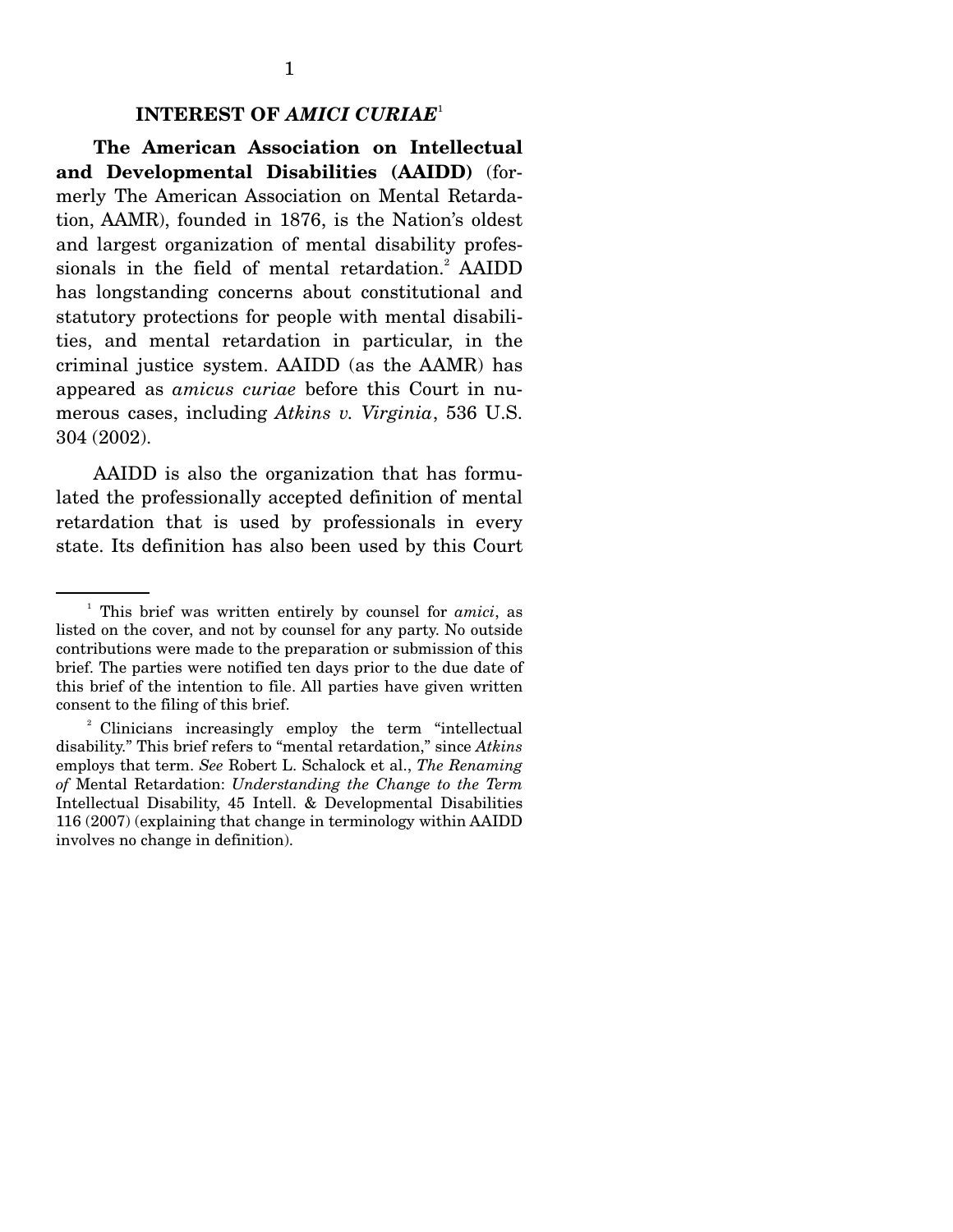## INTEREST OF *AMICI CURIAE*[1]

**The American Association on Intellectual and Developmental Disabilities (AAIDD)** (formerly The American Association on Mental Retardation, AAMR), founded in 1876, is the Nation's oldest and largest organization of mental disability professionals in the field of mental retardation.[2] AAIDD has longstanding concerns about constitutional and statutory protections for people with mental disabilities, and mental retardation in particular, in the criminal justice system. AAIDD (as the AAMR) has appeared as *amicus curiae* before this Court in numerous cases, including *Atkins v. Virginia*, 536 U.S. 304 (2002).

AAIDD is also the organization that has formulated the professionally accepted definition of mental retardation that is used by professionals in every state. Its definition has also been used by this Court

---

[1] This brief was written entirely by counsel for *amici*, as listed on the cover, and not by counsel for any party. No outside contributions were made to the preparation or submission of this brief. The parties were notified ten days prior to the due date of this brief of the intention to file. All parties have given written consent to the filing of this brief.

[2] Clinicians increasingly employ the term "intellectual disability." This brief refers to "mental retardation," since *Atkins* employs that term. *See* Robert L. Schalock et al., *The Renaming of* Mental Retardation: *Understanding the Change to the Term* Intellectual Disability, 45 Intell. & Developmental Disabilities 116 (2007) (explaining that change in terminology within AAIDD involves no change in definition).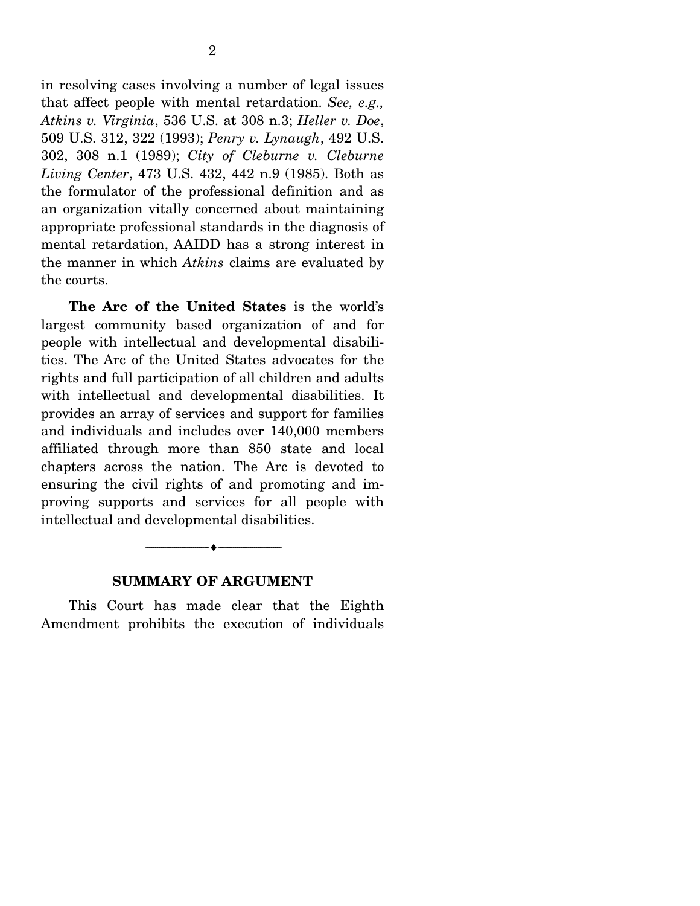in resolving cases involving a number of legal issues that affect people with mental retardation. *See, e.g., Atkins v. Virginia*, 536 U.S. at 308 n.3; *Heller v. Doe*, 509 U.S. 312, 322 (1993); *Penry v. Lynaugh*, 492 U.S. 302, 308 n.1 (1989); *City of Cleburne v. Cleburne Living Center*, 473 U.S. 432, 442 n.9 (1985). Both as the formulator of the professional definition and as an organization vitally concerned about maintaining appropriate professional standards in the diagnosis of mental retardation, AAIDD has a strong interest in the manner in which *Atkins* claims are evaluated by the courts.

**The Arc of the United States** is the world's largest community based organization of and for people with intellectual and developmental disabilities. The Arc of the United States advocates for the rights and full participation of all children and adults with intellectual and developmental disabilities. It provides an array of services and support for families and individuals and includes over 140,000 members affiliated through more than 850 state and local chapters across the nation. The Arc is devoted to ensuring the civil rights of and promoting and improving supports and services for all people with intellectual and developmental disabilities.

---

## SUMMARY OF ARGUMENT

This Court has made clear that the Eighth Amendment prohibits the execution of individuals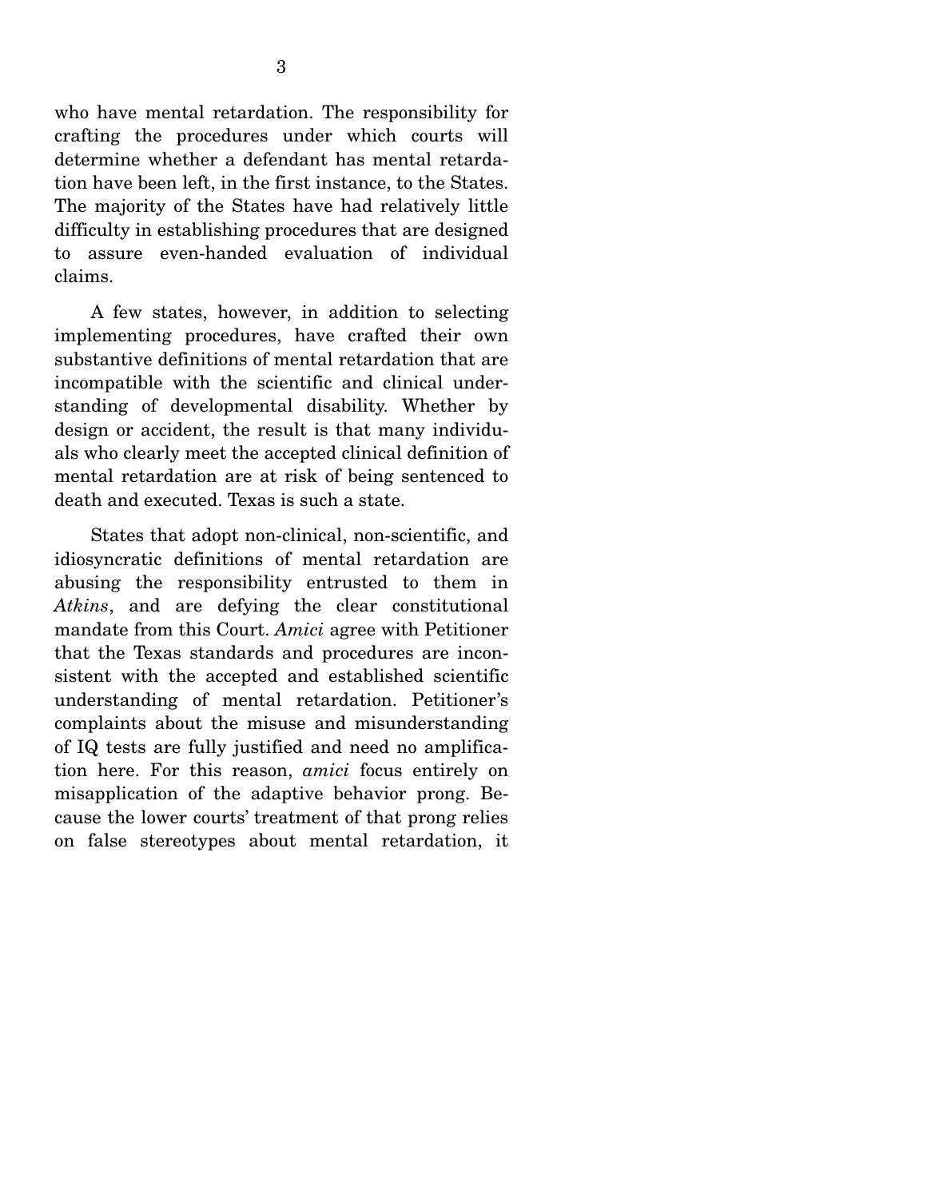who have mental retardation. The responsibility for crafting the procedures under which courts will determine whether a defendant has mental retardation have been left, in the first instance, to the States. The majority of the States have had relatively little difficulty in establishing procedures that are designed to assure even-handed evaluation of individual claims.

A few states, however, in addition to selecting implementing procedures, have crafted their own substantive definitions of mental retardation that are incompatible with the scientific and clinical understanding of developmental disability. Whether by design or accident, the result is that many individuals who clearly meet the accepted clinical definition of mental retardation are at risk of being sentenced to death and executed. Texas is such a state.

States that adopt non-clinical, non-scientific, and idiosyncratic definitions of mental retardation are abusing the responsibility entrusted to them in *Atkins*, and are defying the clear constitutional mandate from this Court. *Amici* agree with Petitioner that the Texas standards and procedures are inconsistent with the accepted and established scientific understanding of mental retardation. Petitioner's complaints about the misuse and misunderstanding of IQ tests are fully justified and need no amplification here. For this reason, *amici* focus entirely on misapplication of the adaptive behavior prong. Because the lower courts' treatment of that prong relies on false stereotypes about mental retardation, it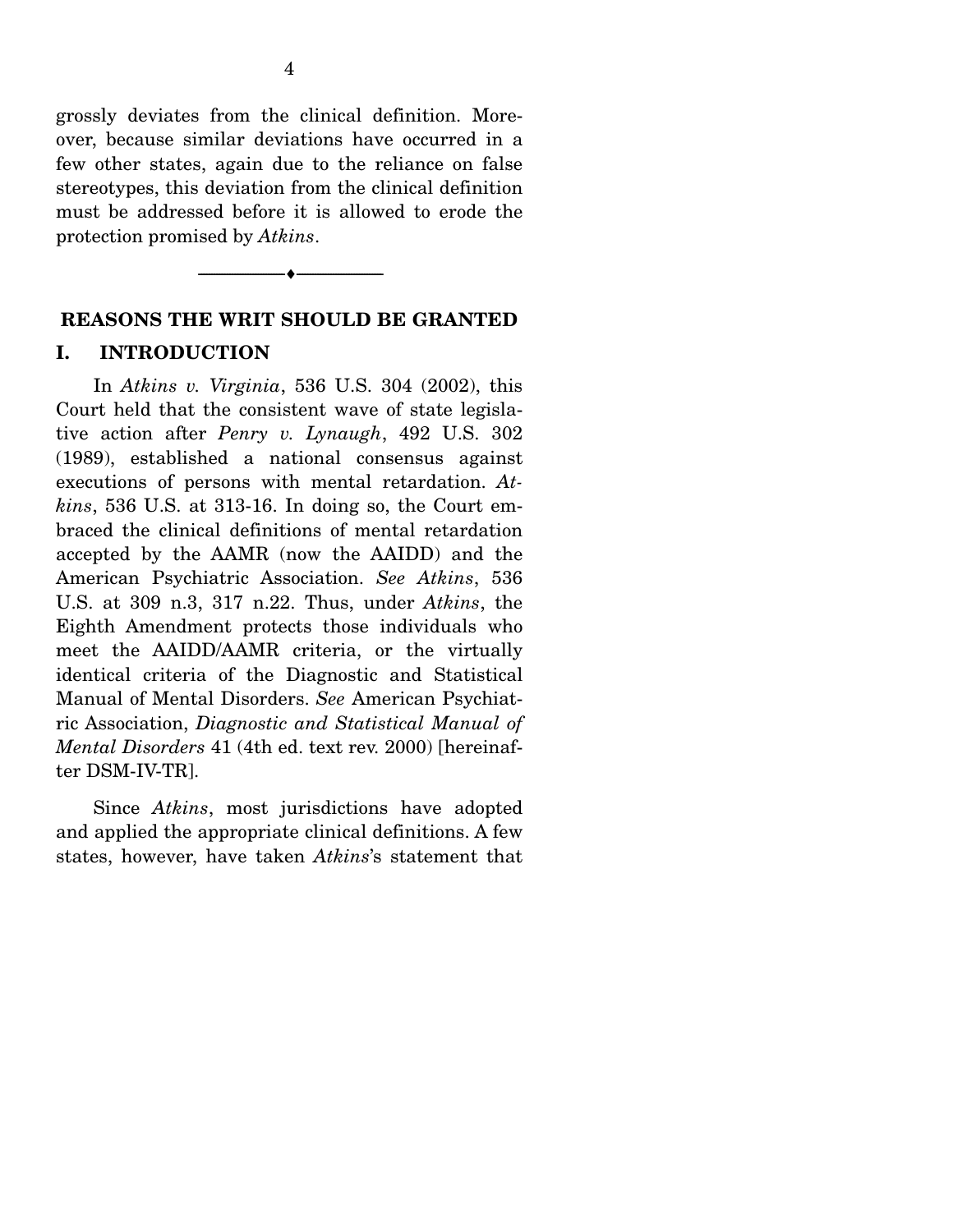grossly deviates from the clinical definition. Moreover, because similar deviations have occurred in a few other states, again due to the reliance on false stereotypes, this deviation from the clinical definition must be addressed before it is allowed to erode the protection promised by *Atkins*.

---

## REASONS THE WRIT SHOULD BE GRANTED

### I. INTRODUCTION

In *Atkins v. Virginia*, 536 U.S. 304 (2002), this Court held that the consistent wave of state legislative action after *Penry v. Lynaugh*, 492 U.S. 302 (1989), established a national consensus against executions of persons with mental retardation. *Atkins*, 536 U.S. at 313-16. In doing so, the Court embraced the clinical definitions of mental retardation accepted by the AAMR (now the AAIDD) and the American Psychiatric Association. *See Atkins*, 536 U.S. at 309 n.3, 317 n.22. Thus, under *Atkins*, the Eighth Amendment protects those individuals who meet the AAIDD/AAMR criteria, or the virtually identical criteria of the Diagnostic and Statistical Manual of Mental Disorders. *See* American Psychiatric Association, *Diagnostic and Statistical Manual of Mental Disorders* 41 (4th ed. text rev. 2000) [hereinafter DSM-IV-TR].

Since *Atkins*, most jurisdictions have adopted and applied the appropriate clinical definitions. A few states, however, have taken *Atkins*'s statement that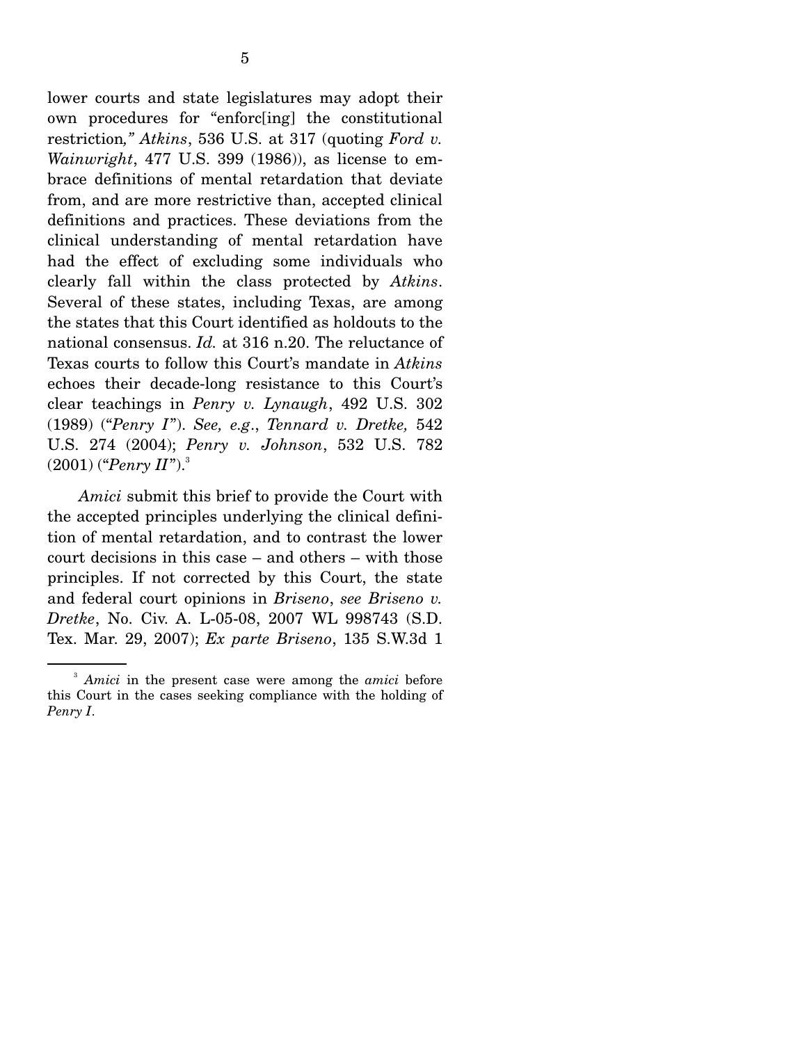lower courts and state legislatures may adopt their own procedures for "enforc[ing] the constitutional restriction*," Atkins*, 536 U.S. at 317 (quoting *Ford v. Wainwright*, 477 U.S. 399 (1986)), as license to embrace definitions of mental retardation that deviate from, and are more restrictive than, accepted clinical definitions and practices. These deviations from the clinical understanding of mental retardation have had the effect of excluding some individuals who clearly fall within the class protected by *Atkins*. Several of these states, including Texas, are among the states that this Court identified as holdouts to the national consensus. *Id.* at 316 n.20. The reluctance of Texas courts to follow this Court's mandate in *Atkins* echoes their decade-long resistance to this Court's clear teachings in *Penry v. Lynaugh*, 492 U.S. 302 (1989) ("*Penry I*"). *See, e.g.*, *Tennard v. Dretke,* 542 U.S. 274 (2004); *Penry v. Johnson*, 532 U.S. 782 (2001) ("*Penry II*").[3]

*Amici* submit this brief to provide the Court with the accepted principles underlying the clinical definition of mental retardation, and to contrast the lower court decisions in this case – and others – with those principles. If not corrected by this Court, the state and federal court opinions in *Briseno*, *see Briseno v. Dretke*, No. Civ. A. L-05-08, 2007 WL 998743 (S.D. Tex. Mar. 29, 2007); *Ex parte Briseno*, 135 S.W.3d 1

[3] *Amici* in the present case were among the *amici* before this Court in the cases seeking compliance with the holding of *Penry I*.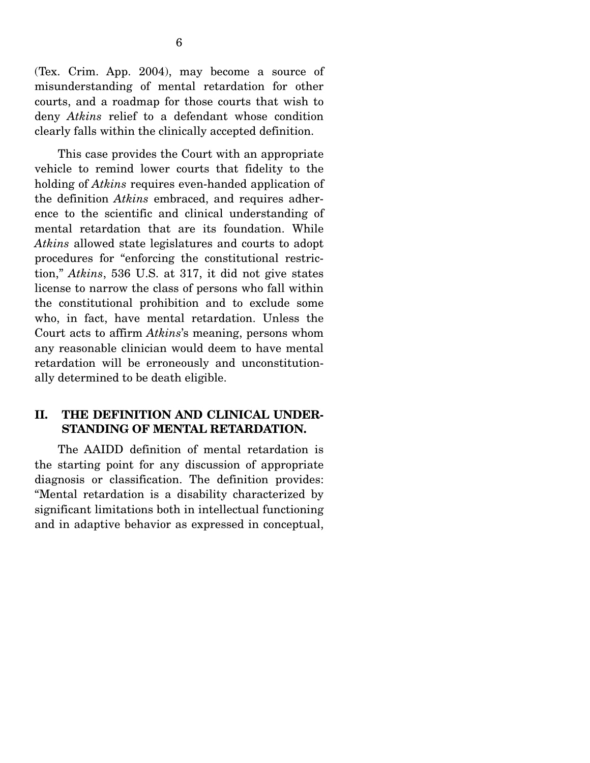(Tex. Crim. App. 2004), may become a source of misunderstanding of mental retardation for other courts, and a roadmap for those courts that wish to deny *Atkins* relief to a defendant whose condition clearly falls within the clinically accepted definition.

This case provides the Court with an appropriate vehicle to remind lower courts that fidelity to the holding of *Atkins* requires even-handed application of the definition *Atkins* embraced, and requires adherence to the scientific and clinical understanding of mental retardation that are its foundation. While *Atkins* allowed state legislatures and courts to adopt procedures for "enforcing the constitutional restriction," *Atkins*, 536 U.S. at 317, it did not give states license to narrow the class of persons who fall within the constitutional prohibition and to exclude some who, in fact, have mental retardation. Unless the Court acts to affirm *Atkins*'s meaning, persons whom any reasonable clinician would deem to have mental retardation will be erroneously and unconstitutionally determined to be death eligible.

## II. THE DEFINITION AND CLINICAL UNDERSTANDING OF MENTAL RETARDATION.

The AAIDD definition of mental retardation is the starting point for any discussion of appropriate diagnosis or classification. The definition provides: "Mental retardation is a disability characterized by significant limitations both in intellectual functioning and in adaptive behavior as expressed in conceptual,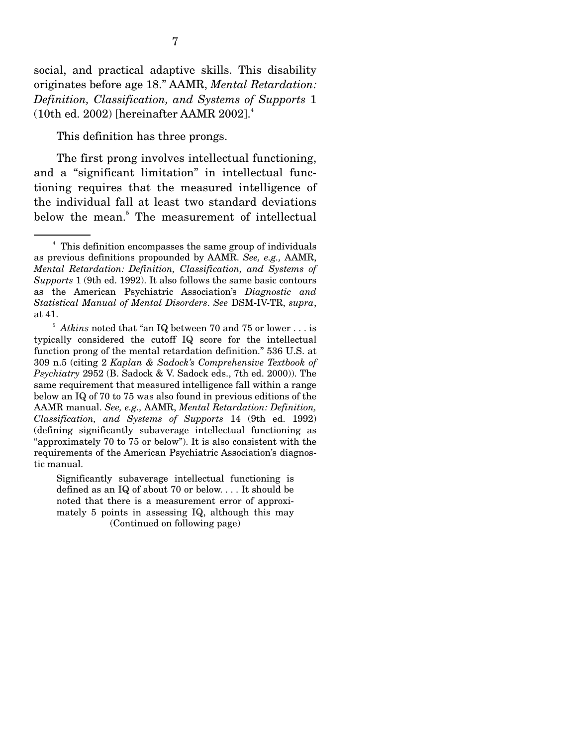social, and practical adaptive skills. This disability originates before age 18." AAMR, *Mental Retardation: Definition, Classification, and Systems of Supports* 1 (10th ed. 2002) [hereinafter AAMR 2002].[4]

This definition has three prongs.

The first prong involves intellectual functioning, and a "significant limitation" in intellectual functioning requires that the measured intelligence of the individual fall at least two standard deviations below the mean.[5] The measurement of intellectual

---

[4] This definition encompasses the same group of individuals as previous definitions propounded by AAMR. *See, e.g.,* AAMR, *Mental Retardation: Definition, Classification, and Systems of Supports* 1 (9th ed. 1992). It also follows the same basic contours as the American Psychiatric Association's *Diagnostic and Statistical Manual of Mental Disorders*. *See* DSM-IV-TR, *supra*, at 41.

[5] *Atkins* noted that "an IQ between 70 and 75 or lower . . . is typically considered the cutoff IQ score for the intellectual function prong of the mental retardation definition." 536 U.S. at 309 n.5 (citing 2 *Kaplan & Sadock's Comprehensive Textbook of Psychiatry* 2952 (B. Sadock & V. Sadock eds., 7th ed. 2000)). The same requirement that measured intelligence fall within a range below an IQ of 70 to 75 was also found in previous editions of the AAMR manual. *See, e.g.,* AAMR, *Mental Retardation: Definition, Classification, and Systems of Supports* 14 (9th ed. 1992) (defining significantly subaverage intellectual functioning as "approximately 70 to 75 or below"). It is also consistent with the requirements of the American Psychiatric Association's diagnostic manual.

> Significantly subaverage intellectual functioning is defined as an IQ of about 70 or below. . . . It should be noted that there is a measurement error of approximately 5 points in assessing IQ, although this may

(Continued on following page)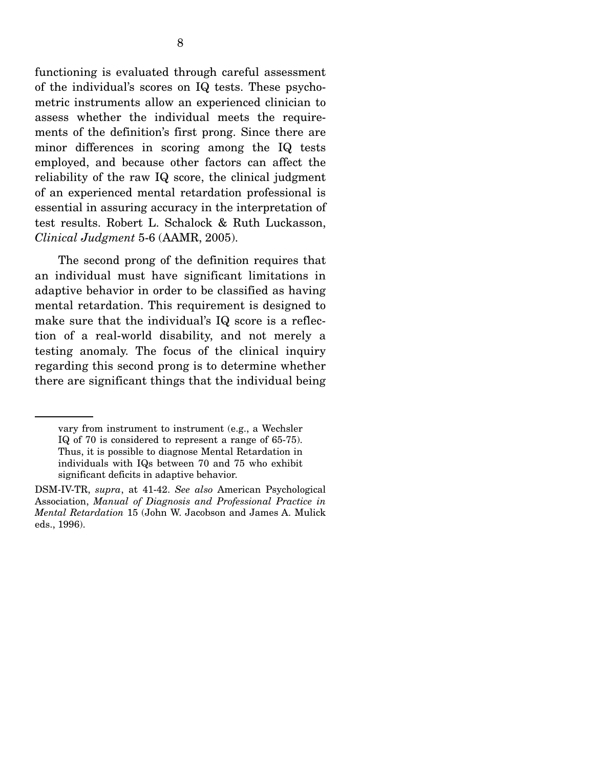functioning is evaluated through careful assessment of the individual's scores on IQ tests. These psychometric instruments allow an experienced clinician to assess whether the individual meets the requirements of the definition's first prong. Since there are minor differences in scoring among the IQ tests employed, and because other factors can affect the reliability of the raw IQ score, the clinical judgment of an experienced mental retardation professional is essential in assuring accuracy in the interpretation of test results. Robert L. Schalock & Ruth Luckasson, *Clinical Judgment* 5-6 (AAMR, 2005).

The second prong of the definition requires that an individual must have significant limitations in adaptive behavior in order to be classified as having mental retardation. This requirement is designed to make sure that the individual's IQ score is a reflection of a real-world disability, and not merely a testing anomaly. The focus of the clinical inquiry regarding this second prong is to determine whether there are significant things that the individual being

---

> vary from instrument to instrument (e.g., a Wechsler IQ of 70 is considered to represent a range of 65-75). Thus, it is possible to diagnose Mental Retardation in individuals with IQs between 70 and 75 who exhibit significant deficits in adaptive behavior.

DSM-IV-TR, *supra*, at 41-42. *See also* American Psychological Association, *Manual of Diagnosis and Professional Practice in Mental Retardation* 15 (John W. Jacobson and James A. Mulick eds., 1996).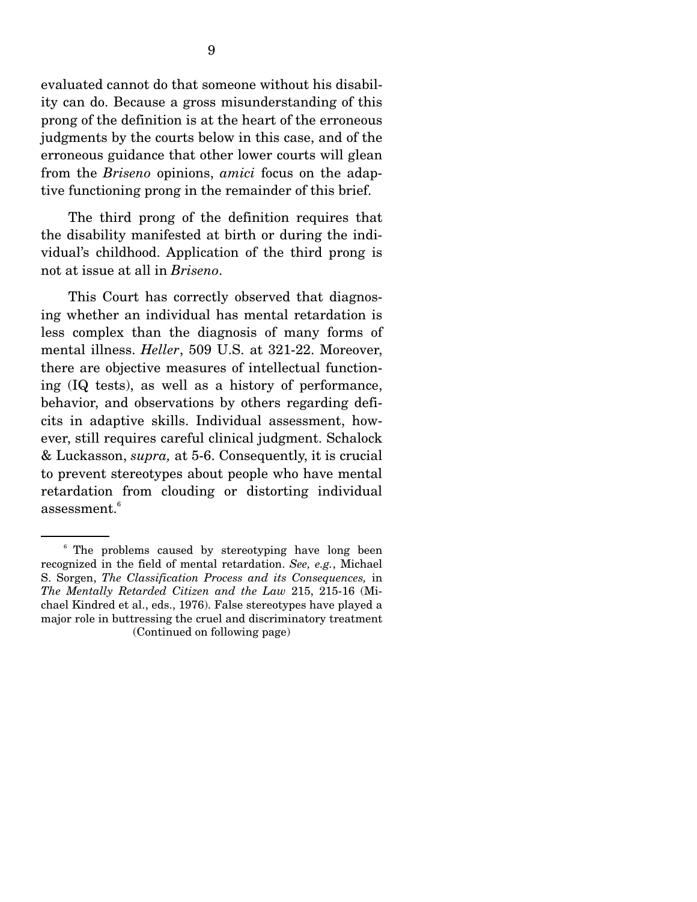evaluated cannot do that someone without his disability can do. Because a gross misunderstanding of this prong of the definition is at the heart of the erroneous judgments by the courts below in this case, and of the erroneous guidance that other lower courts will glean from the *Briseno* opinions, *amici* focus on the adaptive functioning prong in the remainder of this brief.

The third prong of the definition requires that the disability manifested at birth or during the individual's childhood. Application of the third prong is not at issue at all in *Briseno*.

This Court has correctly observed that diagnosing whether an individual has mental retardation is less complex than the diagnosis of many forms of mental illness. *Heller*, 509 U.S. at 321-22. Moreover, there are objective measures of intellectual functioning (IQ tests), as well as a history of performance, behavior, and observations by others regarding deficits in adaptive skills. Individual assessment, however, still requires careful clinical judgment. Schalock & Luckasson, *supra,* at 5-6. Consequently, it is crucial to prevent stereotypes about people who have mental retardation from clouding or distorting individual assessment.[6]

---

[6] The problems caused by stereotyping have long been recognized in the field of mental retardation. *See, e.g.*, Michael S. Sorgen, *The Classification Process and its Consequences,* in *The Mentally Retarded Citizen and the Law* 215, 215-16 (Michael Kindred et al., eds., 1976). False stereotypes have played a major role in buttressing the cruel and discriminatory treatment

(Continued on following page)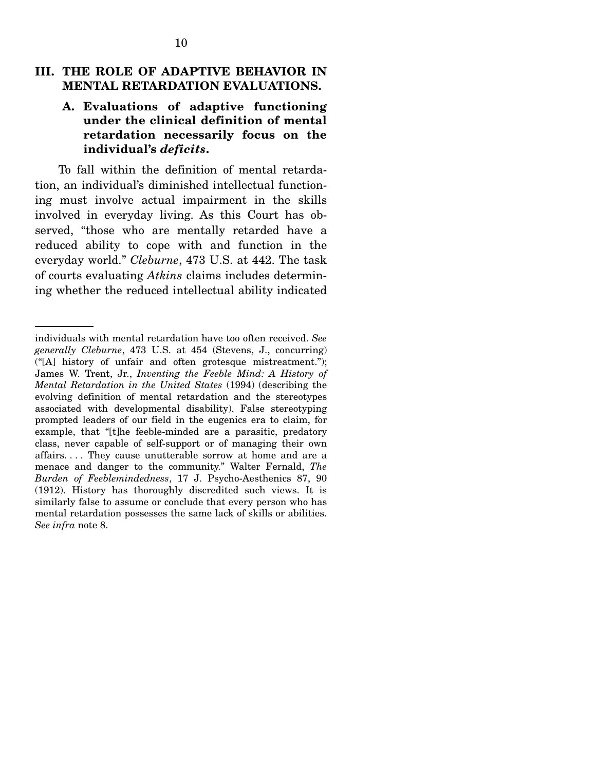## III. THE ROLE OF ADAPTIVE BEHAVIOR IN MENTAL RETARDATION EVALUATIONS.

### A. Evaluations of adaptive functioning under the clinical definition of mental retardation necessarily focus on the individual's *deficits*.

To fall within the definition of mental retardation, an individual's diminished intellectual functioning must involve actual impairment in the skills involved in everyday living. As this Court has observed, "those who are mentally retarded have a reduced ability to cope with and function in the everyday world." *Cleburne*, 473 U.S. at 442. The task of courts evaluating *Atkins* claims includes determining whether the reduced intellectual ability indicated

---

individuals with mental retardation have too often received. *See generally Cleburne*, 473 U.S. at 454 (Stevens, J., concurring) ("[A] history of unfair and often grotesque mistreatment."); James W. Trent, Jr., *Inventing the Feeble Mind: A History of Mental Retardation in the United States* (1994) (describing the evolving definition of mental retardation and the stereotypes associated with developmental disability). False stereotyping prompted leaders of our field in the eugenics era to claim, for example, that "[t]he feeble-minded are a parasitic, predatory class, never capable of self-support or of managing their own affairs. . . . They cause unutterable sorrow at home and are a menace and danger to the community." Walter Fernald, *The Burden of Feeblemindedness*, 17 J. Psycho-Aesthenics 87, 90 (1912). History has thoroughly discredited such views. It is similarly false to assume or conclude that every person who has mental retardation possesses the same lack of skills or abilities. *See infra* note 8.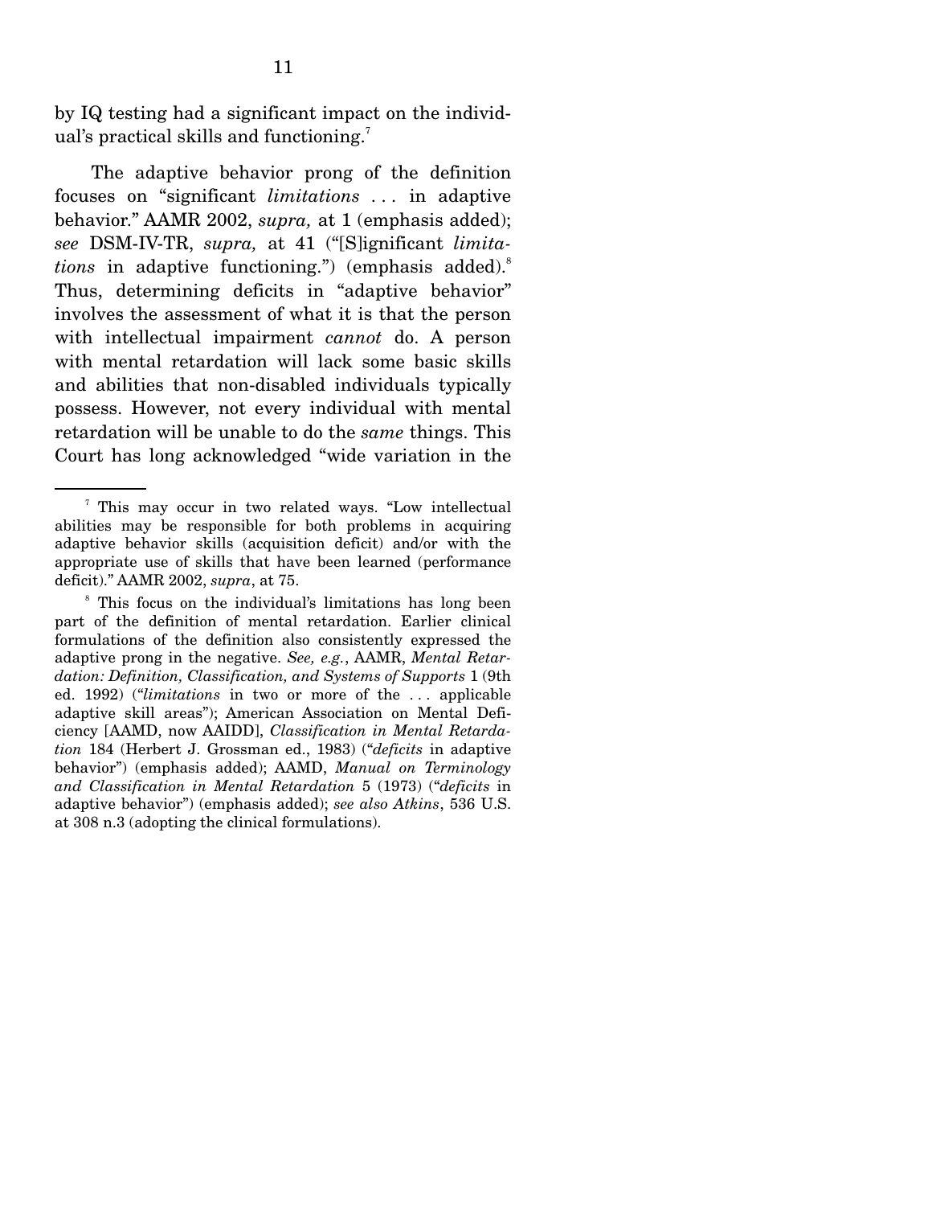by IQ testing had a significant impact on the individual's practical skills and functioning.[7]

The adaptive behavior prong of the definition focuses on "significant *limitations* . . . in adaptive behavior." AAMR 2002, *supra,* at 1 (emphasis added); *see* DSM-IV-TR, *supra,* at 41 ("[S]ignificant *limitations* in adaptive functioning.") (emphasis added).[8] Thus, determining deficits in "adaptive behavior" involves the assessment of what it is that the person with intellectual impairment *cannot* do. A person with mental retardation will lack some basic skills and abilities that non-disabled individuals typically possess. However, not every individual with mental retardation will be unable to do the *same* things. This Court has long acknowledged "wide variation in the

---

[7] This may occur in two related ways. "Low intellectual abilities may be responsible for both problems in acquiring adaptive behavior skills (acquisition deficit) and/or with the appropriate use of skills that have been learned (performance deficit)." AAMR 2002, *supra*, at 75.

[8] This focus on the individual's limitations has long been part of the definition of mental retardation. Earlier clinical formulations of the definition also consistently expressed the adaptive prong in the negative. *See, e.g.*, AAMR, *Mental Retardation: Definition, Classification, and Systems of Supports* 1 (9th ed. 1992) ("*limitations* in two or more of the . . . applicable adaptive skill areas"); American Association on Mental Deficiency [AAMD, now AAIDD], *Classification in Mental Retardation* 184 (Herbert J. Grossman ed., 1983) ("*deficits* in adaptive behavior") (emphasis added); AAMD, *Manual on Terminology and Classification in Mental Retardation* 5 (1973) ("*deficits* in adaptive behavior") (emphasis added); *see also Atkins*, 536 U.S. at 308 n.3 (adopting the clinical formulations).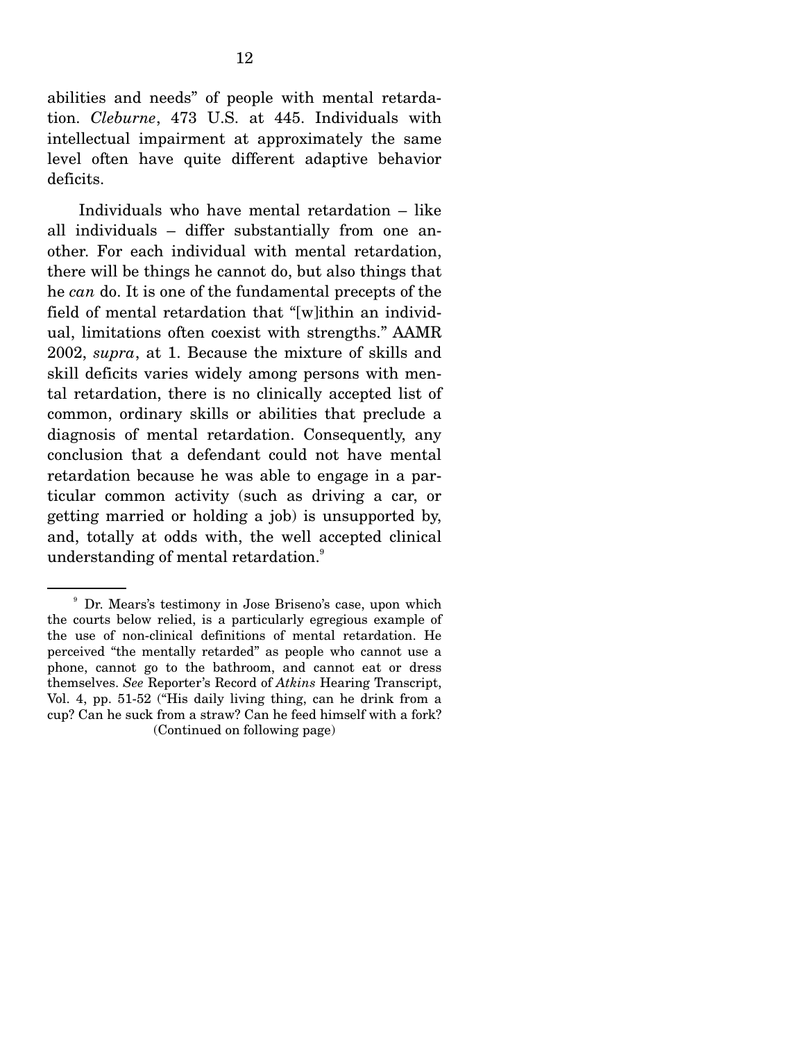abilities and needs" of people with mental retardation. *Cleburne*, 473 U.S. at 445. Individuals with intellectual impairment at approximately the same level often have quite different adaptive behavior deficits.

Individuals who have mental retardation – like all individuals – differ substantially from one another. For each individual with mental retardation, there will be things he cannot do, but also things that he *can* do. It is one of the fundamental precepts of the field of mental retardation that "[w]ithin an individual, limitations often coexist with strengths." AAMR 2002, *supra*, at 1. Because the mixture of skills and skill deficits varies widely among persons with mental retardation, there is no clinically accepted list of common, ordinary skills or abilities that preclude a diagnosis of mental retardation. Consequently, any conclusion that a defendant could not have mental retardation because he was able to engage in a particular common activity (such as driving a car, or getting married or holding a job) is unsupported by, and, totally at odds with, the well accepted clinical understanding of mental retardation.[9]

---

[9] Dr. Mears's testimony in Jose Briseno's case, upon which the courts below relied, is a particularly egregious example of the use of non-clinical definitions of mental retardation. He perceived "the mentally retarded" as people who cannot use a phone, cannot go to the bathroom, and cannot eat or dress themselves. *See* Reporter's Record of *Atkins* Hearing Transcript, Vol. 4, pp. 51-52 ("His daily living thing, can he drink from a cup? Can he suck from a straw? Can he feed himself with a fork?

(Continued on following page)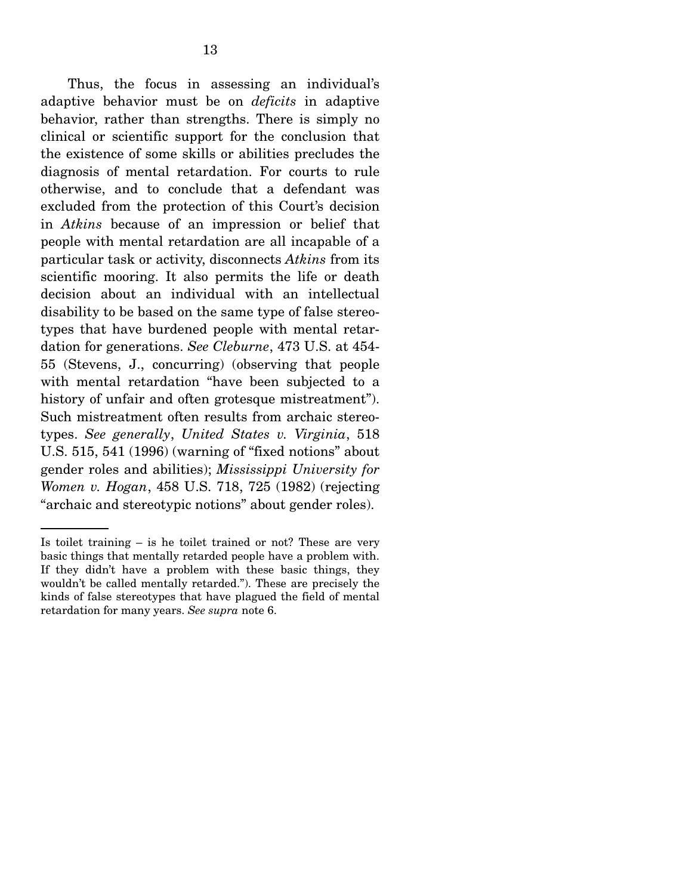Thus, the focus in assessing an individual's adaptive behavior must be on *deficits* in adaptive behavior, rather than strengths. There is simply no clinical or scientific support for the conclusion that the existence of some skills or abilities precludes the diagnosis of mental retardation. For courts to rule otherwise, and to conclude that a defendant was excluded from the protection of this Court's decision in *Atkins* because of an impression or belief that people with mental retardation are all incapable of a particular task or activity, disconnects *Atkins* from its scientific mooring. It also permits the life or death decision about an individual with an intellectual disability to be based on the same type of false stereotypes that have burdened people with mental retardation for generations. *See Cleburne*, 473 U.S. at 454-55 (Stevens, J., concurring) (observing that people with mental retardation "have been subjected to a history of unfair and often grotesque mistreatment"). Such mistreatment often results from archaic stereotypes. *See generally*, *United States v. Virginia*, 518 U.S. 515, 541 (1996) (warning of "fixed notions" about gender roles and abilities); *Mississippi University for Women v. Hogan*, 458 U.S. 718, 725 (1982) (rejecting "archaic and stereotypic notions" about gender roles).

---

Is toilet training – is he toilet trained or not? These are very basic things that mentally retarded people have a problem with. If they didn't have a problem with these basic things, they wouldn't be called mentally retarded."). These are precisely the kinds of false stereotypes that have plagued the field of mental retardation for many years. *See supra* note 6.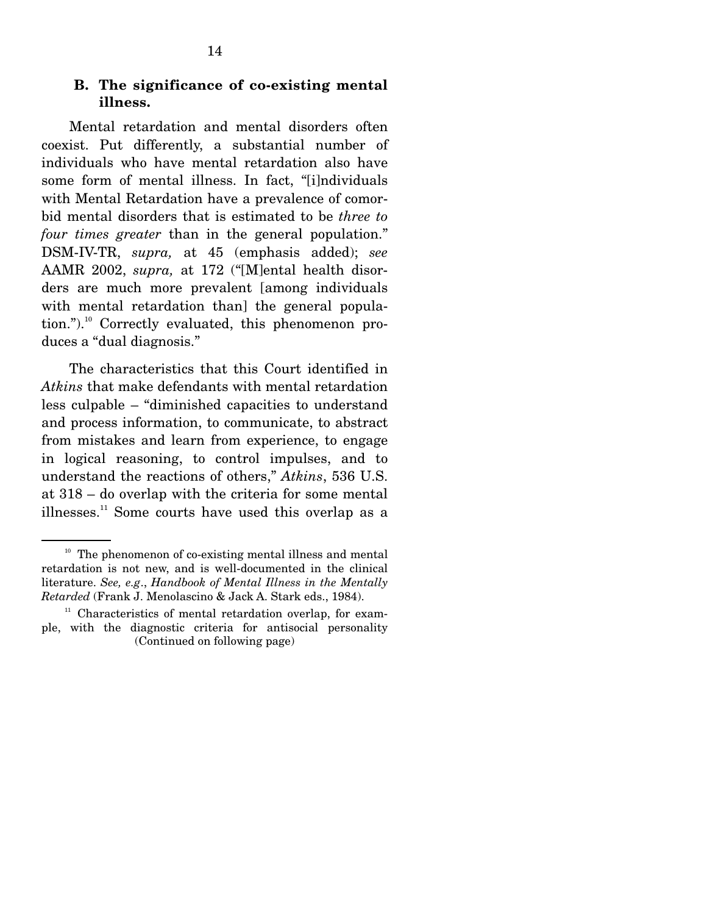### B. The significance of co-existing mental illness.

Mental retardation and mental disorders often coexist. Put differently, a substantial number of individuals who have mental retardation also have some form of mental illness. In fact, "[i]ndividuals with Mental Retardation have a prevalence of comorbid mental disorders that is estimated to be *three to four times greater* than in the general population." DSM-IV-TR, *supra,* at 45 (emphasis added); *see* AAMR 2002, *supra,* at 172 ("[M]ental health disorders are much more prevalent [among individuals with mental retardation than] the general population.").[10] Correctly evaluated, this phenomenon produces a "dual diagnosis."

The characteristics that this Court identified in *Atkins* that make defendants with mental retardation less culpable – "diminished capacities to understand and process information, to communicate, to abstract from mistakes and learn from experience, to engage in logical reasoning, to control impulses, and to understand the reactions of others," *Atkins*, 536 U.S. at 318 – do overlap with the criteria for some mental illnesses.[11] Some courts have used this overlap as a

---

[10] The phenomenon of co-existing mental illness and mental retardation is not new, and is well-documented in the clinical literature. *See, e.g.*, *Handbook of Mental Illness in the Mentally Retarded* (Frank J. Menolascino & Jack A. Stark eds., 1984).

[11] Characteristics of mental retardation overlap, for example, with the diagnostic criteria for antisocial personality (Continued on following page)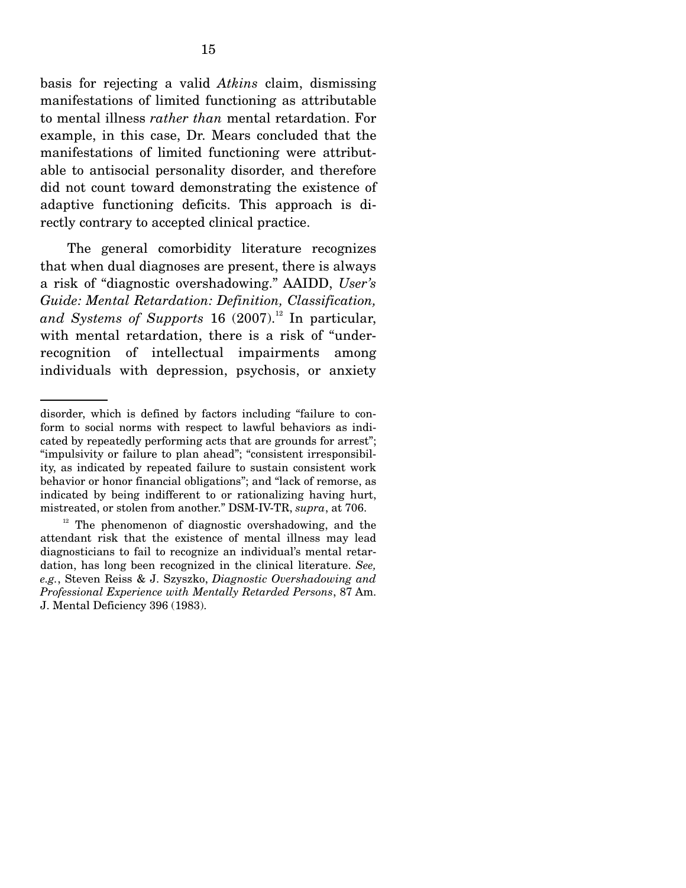basis for rejecting a valid *Atkins* claim, dismissing manifestations of limited functioning as attributable to mental illness *rather than* mental retardation. For example, in this case, Dr. Mears concluded that the manifestations of limited functioning were attributable to antisocial personality disorder, and therefore did not count toward demonstrating the existence of adaptive functioning deficits. This approach is directly contrary to accepted clinical practice.

The general comorbidity literature recognizes that when dual diagnoses are present, there is always a risk of "diagnostic overshadowing." AAIDD, *User's Guide: Mental Retardation: Definition, Classification, and Systems of Supports* 16 (2007).[12] In particular, with mental retardation, there is a risk of "under-recognition of intellectual impairments among individuals with depression, psychosis, or anxiety

---

disorder, which is defined by factors including "failure to conform to social norms with respect to lawful behaviors as indicated by repeatedly performing acts that are grounds for arrest"; "impulsivity or failure to plan ahead"; "consistent irresponsibility, as indicated by repeated failure to sustain consistent work behavior or honor financial obligations"; and "lack of remorse, as indicated by being indifferent to or rationalizing having hurt, mistreated, or stolen from another." DSM-IV-TR, *supra*, at 706.

[12] The phenomenon of diagnostic overshadowing, and the attendant risk that the existence of mental illness may lead diagnosticians to fail to recognize an individual's mental retardation, has long been recognized in the clinical literature. *See, e.g.*, Steven Reiss & J. Szyszko, *Diagnostic Overshadowing and Professional Experience with Mentally Retarded Persons*, 87 Am. J. Mental Deficiency 396 (1983).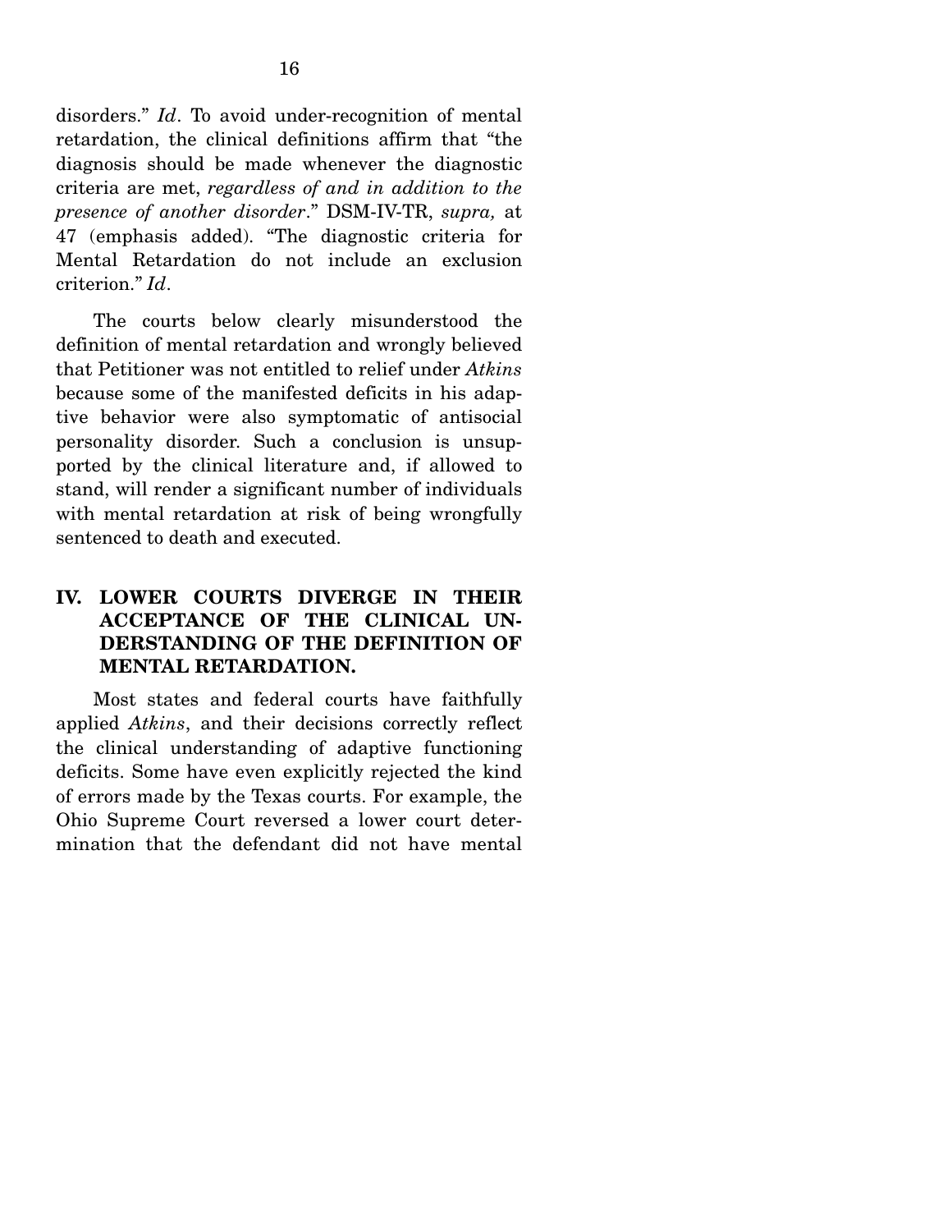disorders." *Id*. To avoid under-recognition of mental retardation, the clinical definitions affirm that "the diagnosis should be made whenever the diagnostic criteria are met, *regardless of and in addition to the presence of another disorder*." DSM-IV-TR, *supra,* at 47 (emphasis added). "The diagnostic criteria for Mental Retardation do not include an exclusion criterion." *Id*.

The courts below clearly misunderstood the definition of mental retardation and wrongly believed that Petitioner was not entitled to relief under *Atkins* because some of the manifested deficits in his adaptive behavior were also symptomatic of antisocial personality disorder. Such a conclusion is unsupported by the clinical literature and, if allowed to stand, will render a significant number of individuals with mental retardation at risk of being wrongfully sentenced to death and executed.

## IV. LOWER COURTS DIVERGE IN THEIR ACCEPTANCE OF THE CLINICAL UNDERSTANDING OF THE DEFINITION OF MENTAL RETARDATION.

Most states and federal courts have faithfully applied *Atkins*, and their decisions correctly reflect the clinical understanding of adaptive functioning deficits. Some have even explicitly rejected the kind of errors made by the Texas courts. For example, the Ohio Supreme Court reversed a lower court determination that the defendant did not have mental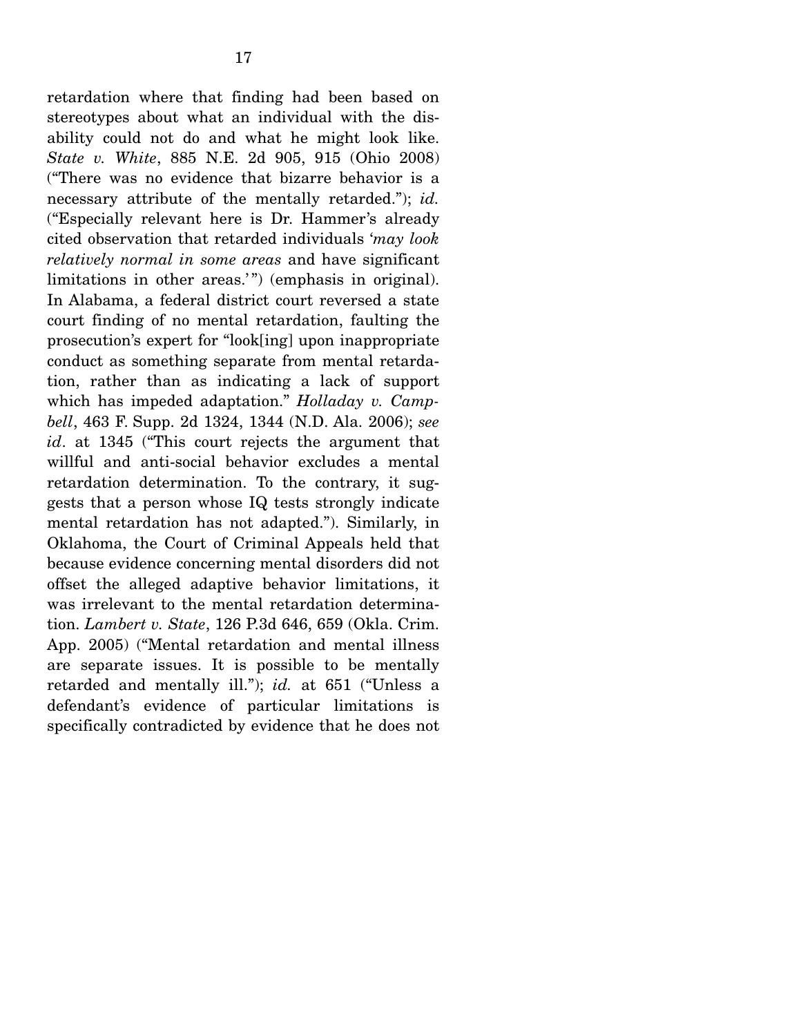retardation where that finding had been based on stereotypes about what an individual with the disability could not do and what he might look like. *State v. White*, 885 N.E. 2d 905, 915 (Ohio 2008) ("There was no evidence that bizarre behavior is a necessary attribute of the mentally retarded."); *id.* ("Especially relevant here is Dr. Hammer's already cited observation that retarded individuals '*may look relatively normal in some areas* and have significant limitations in other areas.'") (emphasis in original). In Alabama, a federal district court reversed a state court finding of no mental retardation, faulting the prosecution's expert for "look[ing] upon inappropriate conduct as something separate from mental retardation, rather than as indicating a lack of support which has impeded adaptation." *Holladay v. Campbell*, 463 F. Supp. 2d 1324, 1344 (N.D. Ala. 2006); *see id*. at 1345 ("This court rejects the argument that willful and anti-social behavior excludes a mental retardation determination. To the contrary, it suggests that a person whose IQ tests strongly indicate mental retardation has not adapted."). Similarly, in Oklahoma, the Court of Criminal Appeals held that because evidence concerning mental disorders did not offset the alleged adaptive behavior limitations, it was irrelevant to the mental retardation determination. *Lambert v. State*, 126 P.3d 646, 659 (Okla. Crim. App. 2005) ("Mental retardation and mental illness are separate issues. It is possible to be mentally retarded and mentally ill."); *id.* at 651 ("Unless a defendant's evidence of particular limitations is specifically contradicted by evidence that he does not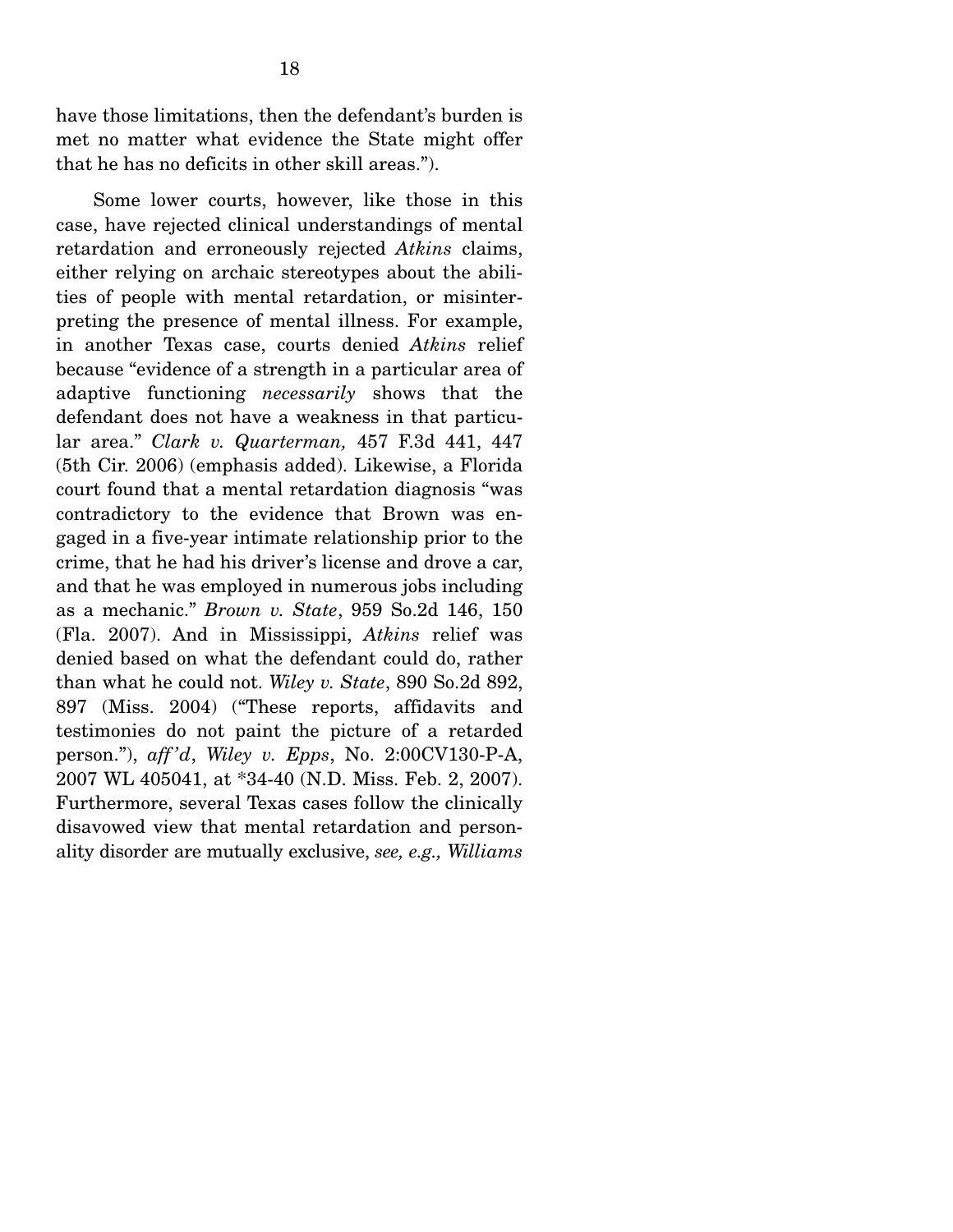have those limitations, then the defendant's burden is met no matter what evidence the State might offer that he has no deficits in other skill areas.").

Some lower courts, however, like those in this case, have rejected clinical understandings of mental retardation and erroneously rejected *Atkins* claims, either relying on archaic stereotypes about the abilities of people with mental retardation, or misinterpreting the presence of mental illness. For example, in another Texas case, courts denied *Atkins* relief because "evidence of a strength in a particular area of adaptive functioning *necessarily* shows that the defendant does not have a weakness in that particular area." *Clark v. Quarterman,* 457 F.3d 441, 447 (5th Cir. 2006) (emphasis added). Likewise, a Florida court found that a mental retardation diagnosis "was contradictory to the evidence that Brown was engaged in a five-year intimate relationship prior to the crime, that he had his driver's license and drove a car, and that he was employed in numerous jobs including as a mechanic." *Brown v. State*, 959 So.2d 146, 150 (Fla. 2007). And in Mississippi, *Atkins* relief was denied based on what the defendant could do, rather than what he could not. *Wiley v. State*, 890 So.2d 892, 897 (Miss. 2004) ("These reports, affidavits and testimonies do not paint the picture of a retarded person."), *aff'd*, *Wiley v. Epps*, No. 2:00CV130-P-A, 2007 WL 405041, at *34-40 (N.D. Miss. Feb. 2, 2007). Furthermore, several Texas cases follow the clinically disavowed view that mental retardation and personality disorder are mutually exclusive, *see, e.g., Williams*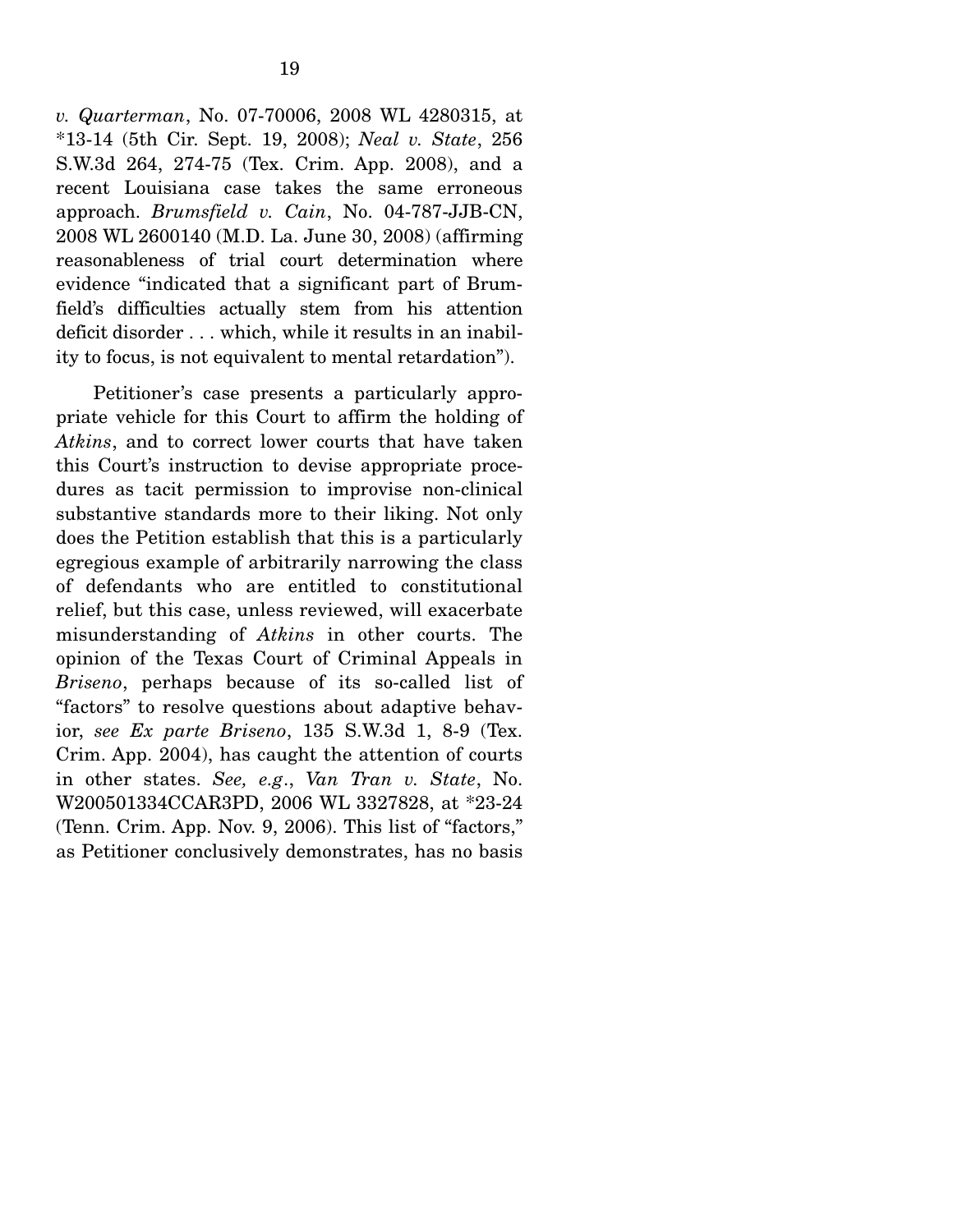*v. Quarterman*, No. 07-70006, 2008 WL 4280315, at *13-14 (5th Cir. Sept. 19, 2008); *Neal v. State*, 256 S.W.3d 264, 274-75 (Tex. Crim. App. 2008), and a recent Louisiana case takes the same erroneous approach. *Brumsfield v. Cain*, No. 04-787-JJB-CN, 2008 WL 2600140 (M.D. La. June 30, 2008) (affirming reasonableness of trial court determination where evidence "indicated that a significant part of Brumfield's difficulties actually stem from his attention deficit disorder . . . which, while it results in an inability to focus, is not equivalent to mental retardation").

Petitioner's case presents a particularly appropriate vehicle for this Court to affirm the holding of *Atkins*, and to correct lower courts that have taken this Court's instruction to devise appropriate procedures as tacit permission to improvise non-clinical substantive standards more to their liking. Not only does the Petition establish that this is a particularly egregious example of arbitrarily narrowing the class of defendants who are entitled to constitutional relief, but this case, unless reviewed, will exacerbate misunderstanding of *Atkins* in other courts. The opinion of the Texas Court of Criminal Appeals in *Briseno*, perhaps because of its so-called list of "factors" to resolve questions about adaptive behavior, *see Ex parte Briseno*, 135 S.W.3d 1, 8-9 (Tex. Crim. App. 2004), has caught the attention of courts in other states. *See, e.g.*, *Van Tran v. State*, No. W200501334CCAR3PD, 2006 WL 3327828, at *23-24 (Tenn. Crim. App. Nov. 9, 2006). This list of "factors," as Petitioner conclusively demonstrates, has no basis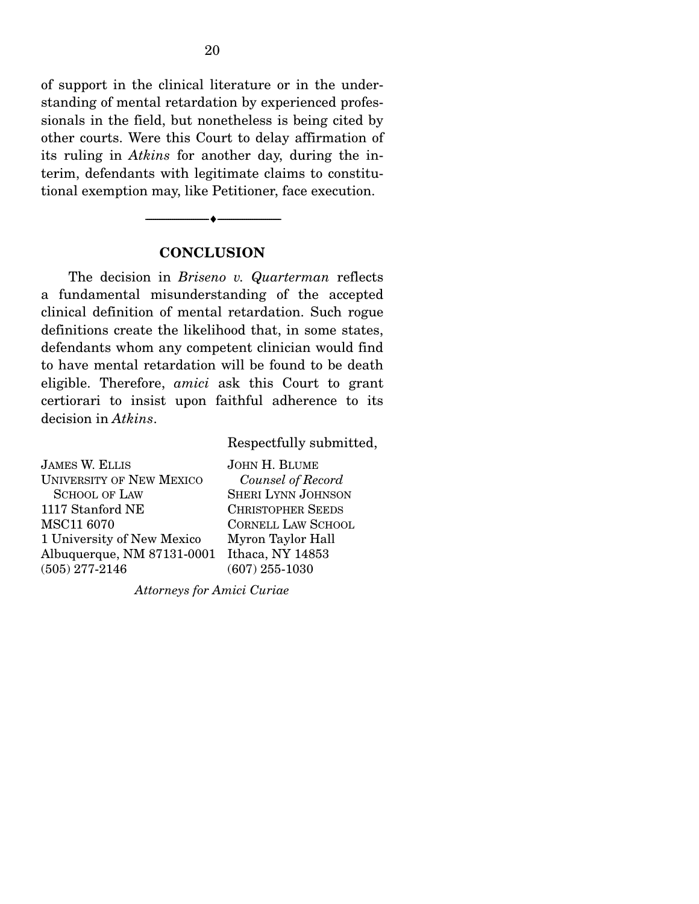of support in the clinical literature or in the understanding of mental retardation by experienced professionals in the field, but nonetheless is being cited by other courts. Were this Court to delay affirmation of its ruling in *Atkins* for another day, during the interim, defendants with legitimate claims to constitutional exemption may, like Petitioner, face execution.

## CONCLUSION

The decision in *Briseno v. Quarterman* reflects a fundamental misunderstanding of the accepted clinical definition of mental retardation. Such rogue definitions create the likelihood that, in some states, defendants whom any competent clinician would find to have mental retardation will be found to be death eligible. Therefore, *amici* ask this Court to grant certiorari to insist upon faithful adherence to its decision in *Atkins*.

Respectfully submitted,

JAMES W. ELLIS
UNIVERSITY OF NEW MEXICO SCHOOL OF LAW
1117 Stanford NE
MSC11 6070
1 University of New Mexico
Albuquerque, NM 87131-0001
(505) 277-2146

JOHN H. BLUME
*Counsel of Record*
SHERI LYNN JOHNSON
CHRISTOPHER SEEDS
CORNELL LAW SCHOOL
Myron Taylor Hall
Ithaca, NY 14853
(607) 255-1030

*Attorneys for Amici Curiae*